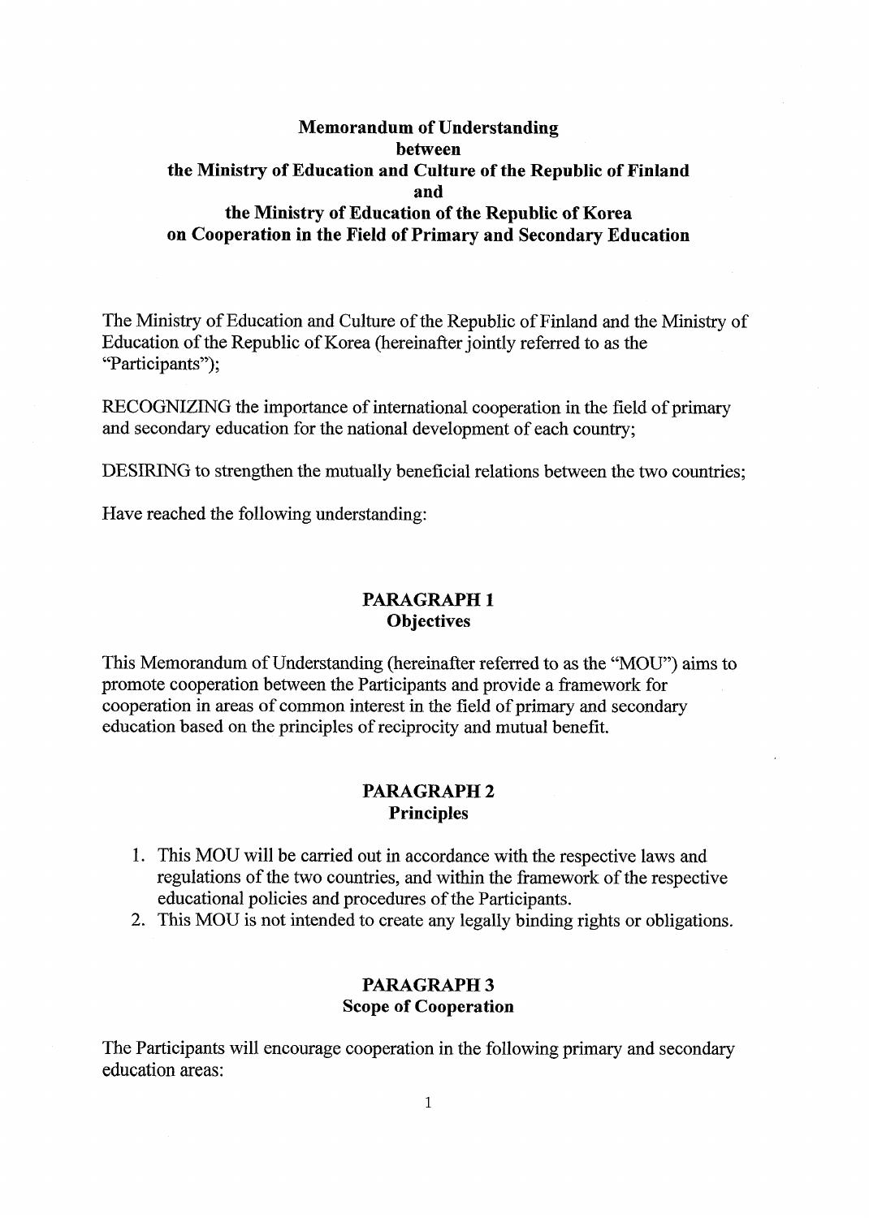# Memorandum of Understanding between the Ministry of Education and Culture of the Republic of Finland and the Ministry of Education of the Republic of Korea on Cooperation in the Field of Primary and Secondary Education

The Ministry of Education and Culture of the Republic of Finland and the Ministry of Education of the Republic of Korea (hereinafter jointly referred to as the "Participants");

RECOGNIZING the importance of international cooperation in the field of primary and secondary education for the national development of each country;

DESIRING to strengthen the mutually beneficial relations between the two countries;

Have reached the following understanding:

## PARAGRAPH 1
## Objectives

This Memorandum of Understanding (hereinafter referred to as the "MOU") aims to promote cooperation between the Participants and provide a framework for cooperation in areas of common interest in the field of primary and secondary education based on the principles of reciprocity and mutual benefit.

## PARAGRAPH 2
## Principles

1. This MOU will be carried out in accordance with the respective laws and regulations of the two countries, and within the framework of the respective educational policies and procedures of the Participants.
2. This MOU is not intended to create any legally binding rights or obligations.

## PARAGRAPH 3
## Scope of Cooperation

The Participants will encourage cooperation in the following primary and secondary education areas: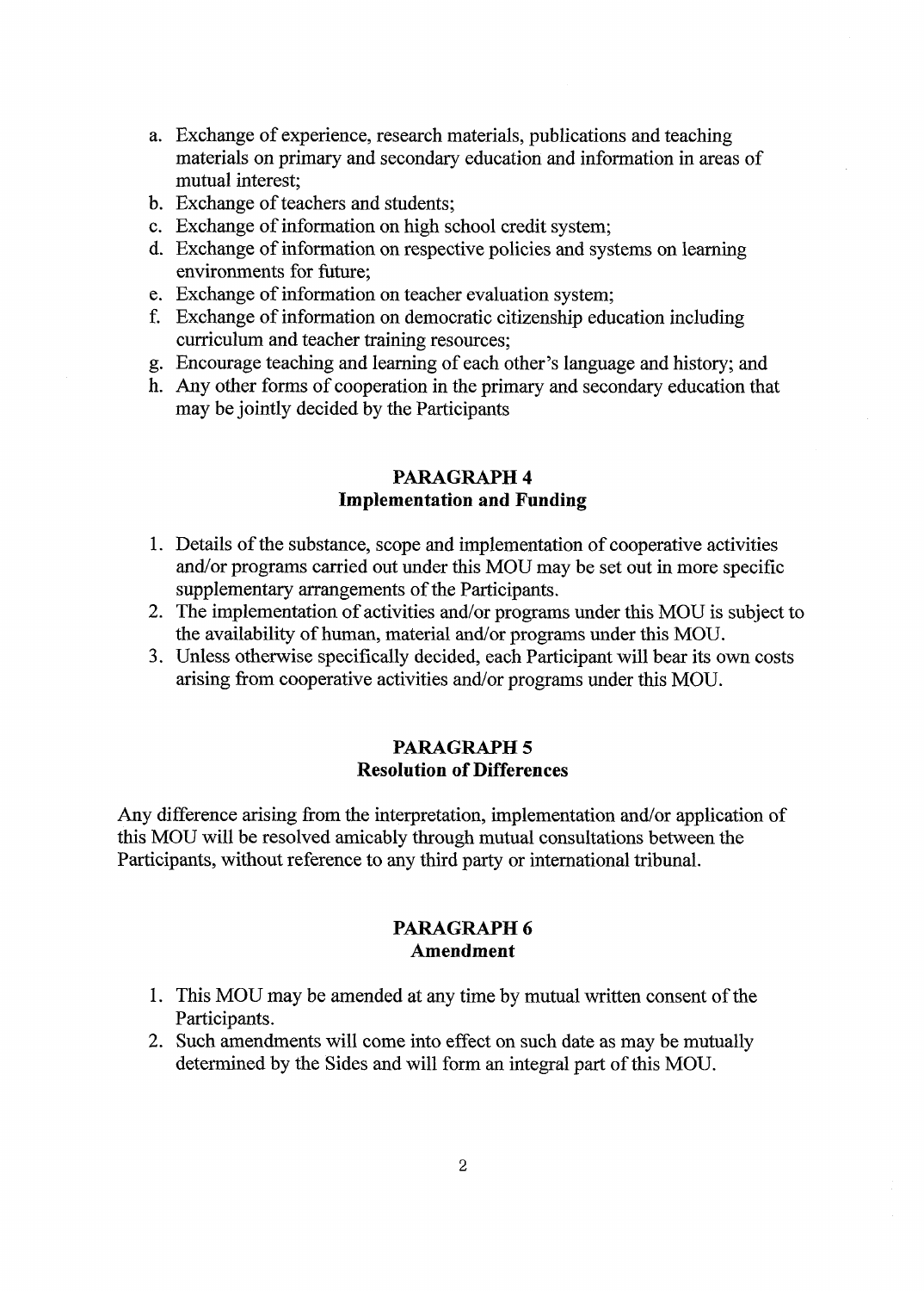a. Exchange of experience, research materials, publications and teaching materials on primary and secondary education and information in areas of mutual interest;
b. Exchange of teachers and students;
c. Exchange of information on high school credit system;
d. Exchange of information on respective policies and systems on learning environments for future;
e. Exchange of information on teacher evaluation system;
f. Exchange of information on democratic citizenship education including curriculum and teacher training resources;
g. Encourage teaching and learning of each other's language and history; and
h. Any other forms of cooperation in the primary and secondary education that may be jointly decided by the Participants

## PARAGRAPH 4
## Implementation and Funding

1. Details of the substance, scope and implementation of cooperative activities and/or programs carried out under this MOU may be set out in more specific supplementary arrangements of the Participants.
2. The implementation of activities and/or programs under this MOU is subject to the availability of human, material and/or programs under this MOU.
3. Unless otherwise specifically decided, each Participant will bear its own costs arising from cooperative activities and/or programs under this MOU.

## PARAGRAPH 5
## Resolution of Differences

Any difference arising from the interpretation, implementation and/or application of this MOU will be resolved amicably through mutual consultations between the Participants, without reference to any third party or international tribunal.

## PARAGRAPH 6
## Amendment

1. This MOU may be amended at any time by mutual written consent of the Participants.
2. Such amendments will come into effect on such date as may be mutually determined by the Sides and will form an integral part of this MOU.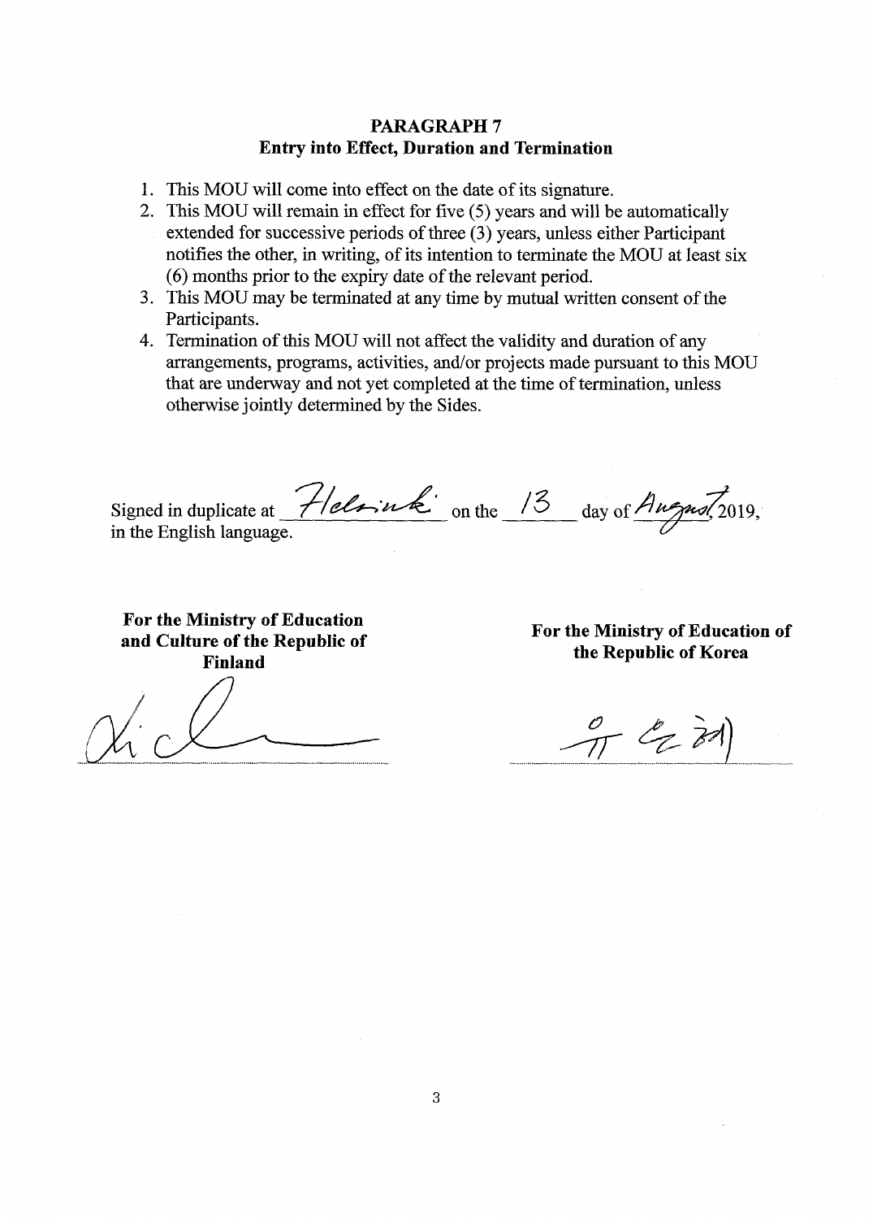## PARAGRAPH 7
### Entry into Effect, Duration and Termination

1. This MOU will come into effect on the date of its signature.
2. This MOU will remain in effect for five (5) years and will be automatically extended for successive periods of three (3) years, unless either Participant notifies the other, in writing, of its intention to terminate the MOU at least six (6) months prior to the expiry date of the relevant period.
3. This MOU may be terminated at any time by mutual written consent of the Participants.
4. Termination of this MOU will not affect the validity and duration of any arrangements, programs, activities, and/or projects made pursuant to this MOU that are underway and not yet completed at the time of termination, unless otherwise jointly determined by the Sides.

Signed in duplicate at Helsinki on the 13 day of August 2019, in the English language.

| | |
|---|---|
| **For the Ministry of Education and Culture of the Republic of Finland** | **For the Ministry of Education of the Republic of Korea** |
| [signature] | 유은혜 [signature] |